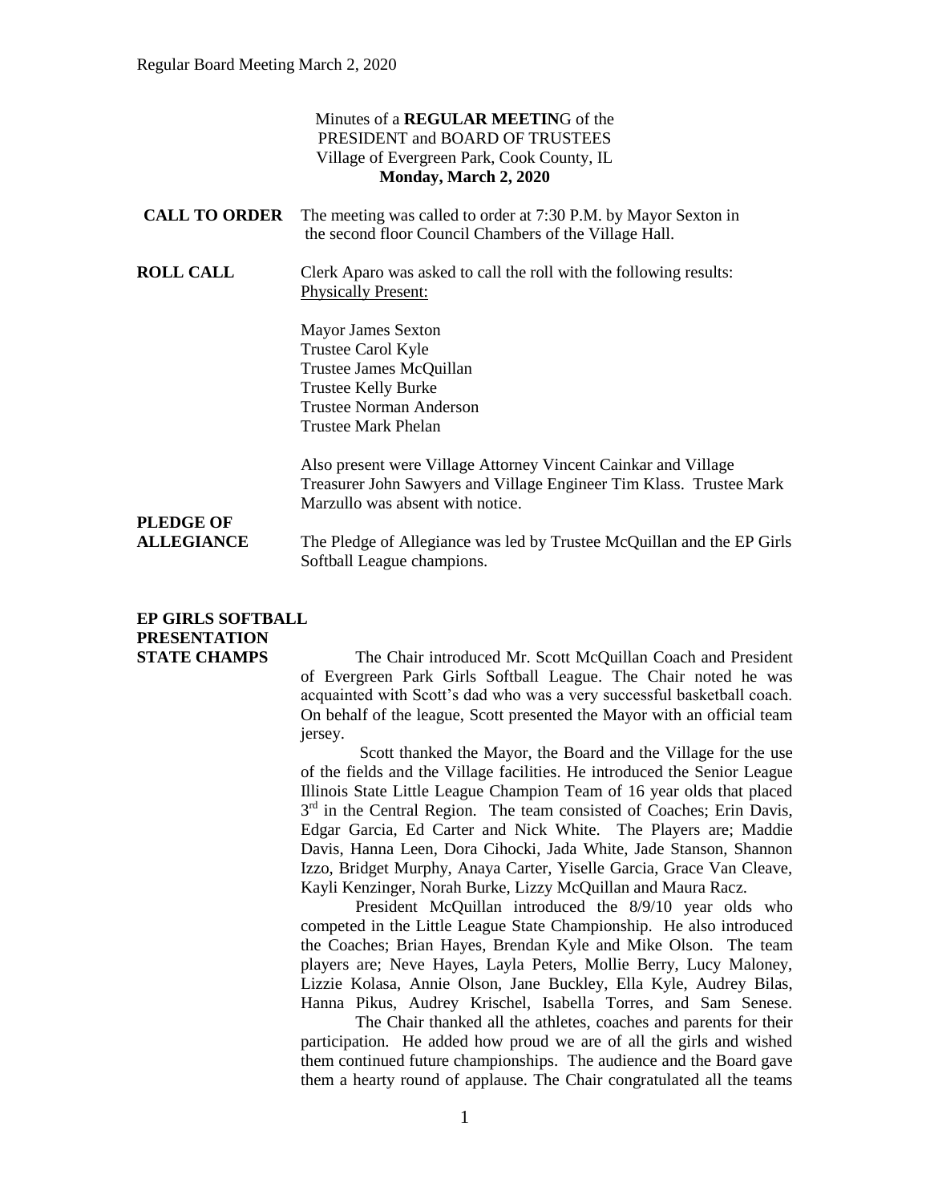Minutes of a **REGULAR MEETING** of the
PRESIDENT and BOARD OF TRUSTEES
Village of Evergreen Park, Cook County, IL
**Monday, March 2, 2020**

**CALL TO ORDER** The meeting was called to order at 7:30 P.M. by Mayor Sexton in the second floor Council Chambers of the Village Hall.

**ROLL CALL** Clerk Aparo was asked to call the roll with the following results:
Physically Present:

Mayor James Sexton
Trustee Carol Kyle
Trustee James McQuillan
Trustee Kelly Burke
Trustee Norman Anderson
Trustee Mark Phelan

Also present were Village Attorney Vincent Cainkar and Village Treasurer John Sawyers and Village Engineer Tim Klass. Trustee Mark Marzullo was absent with notice.

**PLEDGE OF ALLEGIANCE** The Pledge of Allegiance was led by Trustee McQuillan and the EP Girls Softball League champions.

**EP GIRLS SOFTBALL PRESENTATION STATE CHAMPS**

The Chair introduced Mr. Scott McQuillan Coach and President of Evergreen Park Girls Softball League. The Chair noted he was acquainted with Scott's dad who was a very successful basketball coach. On behalf of the league, Scott presented the Mayor with an official team jersey.

Scott thanked the Mayor, the Board and the Village for the use of the fields and the Village facilities. He introduced the Senior League Illinois State Little League Champion Team of 16 year olds that placed 3rd in the Central Region. The team consisted of Coaches; Erin Davis, Edgar Garcia, Ed Carter and Nick White. The Players are; Maddie Davis, Hanna Leen, Dora Cihocki, Jada White, Jade Stanson, Shannon Izzo, Bridget Murphy, Anaya Carter, Yiselle Garcia, Grace Van Cleave, Kayli Kenzinger, Norah Burke, Lizzy McQuillan and Maura Racz.

President McQuillan introduced the 8/9/10 year olds who competed in the Little League State Championship. He also introduced the Coaches; Brian Hayes, Brendan Kyle and Mike Olson. The team players are; Neve Hayes, Layla Peters, Mollie Berry, Lucy Maloney, Lizzie Kolasa, Annie Olson, Jane Buckley, Ella Kyle, Audrey Bilas, Hanna Pikus, Audrey Krischel, Isabella Torres, and Sam Senese.

The Chair thanked all the athletes, coaches and parents for their participation. He added how proud we are of all the girls and wished them continued future championships. The audience and the Board gave them a hearty round of applause. The Chair congratulated all the teams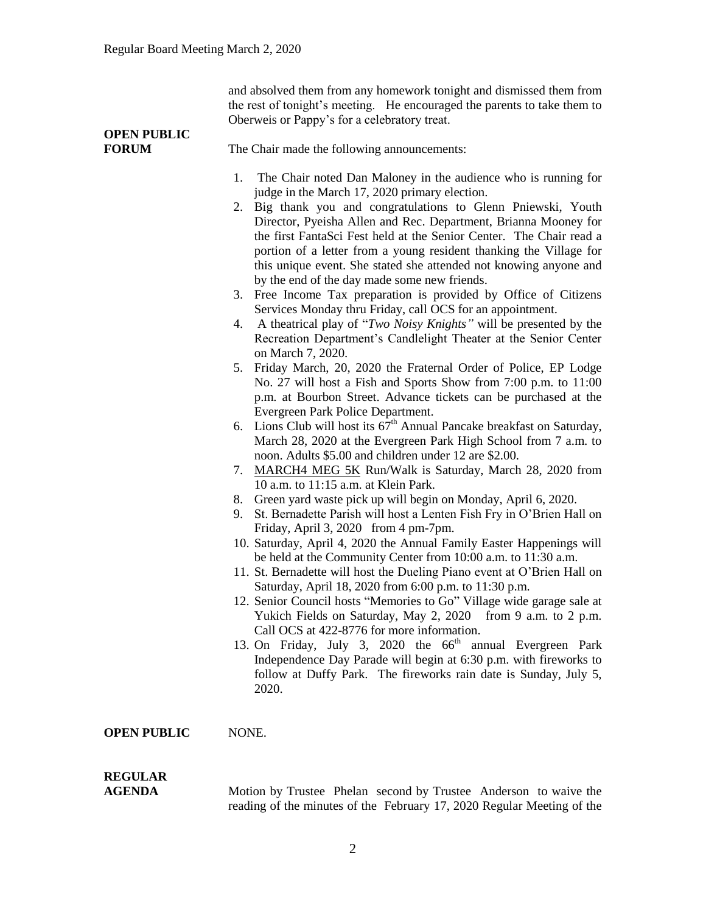and absolved them from any homework tonight and dismissed them from the rest of tonight's meeting. He encouraged the parents to take them to Oberweis or Pappy's for a celebratory treat.

**OPEN PUBLIC FORUM**

The Chair made the following announcements:

1. The Chair noted Dan Maloney in the audience who is running for judge in the March 17, 2020 primary election.
2. Big thank you and congratulations to Glenn Pniewski, Youth Director, Pyeisha Allen and Rec. Department, Brianna Mooney for the first FantaSci Fest held at the Senior Center. The Chair read a portion of a letter from a young resident thanking the Village for this unique event. She stated she attended not knowing anyone and by the end of the day made some new friends.
3. Free Income Tax preparation is provided by Office of Citizens Services Monday thru Friday, call OCS for an appointment.
4. A theatrical play of "*Two Noisy Knights"* will be presented by the Recreation Department's Candlelight Theater at the Senior Center on March 7, 2020.
5. Friday March, 20, 2020 the Fraternal Order of Police, EP Lodge No. 27 will host a Fish and Sports Show from 7:00 p.m. to 11:00 p.m. at Bourbon Street. Advance tickets can be purchased at the Evergreen Park Police Department.
6. Lions Club will host its 67th Annual Pancake breakfast on Saturday, March 28, 2020 at the Evergreen Park High School from 7 a.m. to noon. Adults $5.00 and children under 12 are $2.00.
7. MARCH4 MEG 5K Run/Walk is Saturday, March 28, 2020 from 10 a.m. to 11:15 a.m. at Klein Park.
8. Green yard waste pick up will begin on Monday, April 6, 2020.
9. St. Bernadette Parish will host a Lenten Fish Fry in O'Brien Hall on Friday, April 3, 2020 from 4 pm-7pm.
10. Saturday, April 4, 2020 the Annual Family Easter Happenings will be held at the Community Center from 10:00 a.m. to 11:30 a.m.
11. St. Bernadette will host the Dueling Piano event at O'Brien Hall on Saturday, April 18, 2020 from 6:00 p.m. to 11:30 p.m.
12. Senior Council hosts "Memories to Go" Village wide garage sale at Yukich Fields on Saturday, May 2, 2020 from 9 a.m. to 2 p.m. Call OCS at 422-8776 for more information.
13. On Friday, July 3, 2020 the 66th annual Evergreen Park Independence Day Parade will begin at 6:30 p.m. with fireworks to follow at Duffy Park. The fireworks rain date is Sunday, July 5, 2020.

**OPEN PUBLIC**

NONE.

**REGULAR AGENDA**

Motion by Trustee Phelan second by Trustee Anderson to waive the reading of the minutes of the February 17, 2020 Regular Meeting of the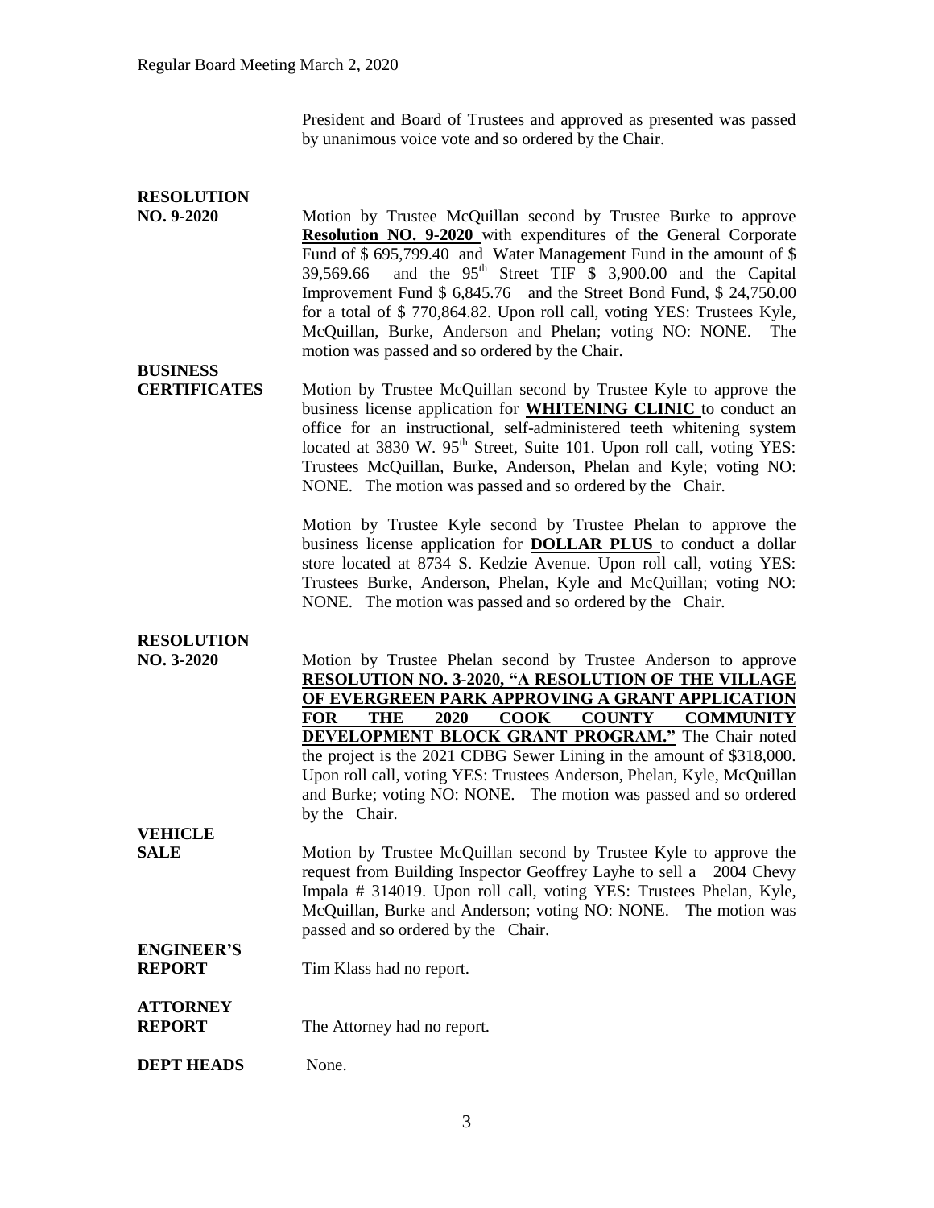President and Board of Trustees and approved as presented was passed by unanimous voice vote and so ordered by the Chair.

**RESOLUTION NO. 9-2020**

Motion by Trustee McQuillan second by Trustee Burke to approve **Resolution NO. 9-2020** with expenditures of the General Corporate Fund of $ 695,799.40 and Water Management Fund in the amount of $ 39,569.66 and the 95th Street TIF $ 3,900.00 and the Capital Improvement Fund $ 6,845.76 and the Street Bond Fund, $ 24,750.00 for a total of $ 770,864.82. Upon roll call, voting YES: Trustees Kyle, McQuillan, Burke, Anderson and Phelan; voting NO: NONE. The motion was passed and so ordered by the Chair.

**BUSINESS CERTIFICATES**

Motion by Trustee McQuillan second by Trustee Kyle to approve the business license application for **WHITENING CLINIC** to conduct an office for an instructional, self-administered teeth whitening system located at 3830 W. 95th Street, Suite 101. Upon roll call, voting YES: Trustees McQuillan, Burke, Anderson, Phelan and Kyle; voting NO: NONE. The motion was passed and so ordered by the Chair.

Motion by Trustee Kyle second by Trustee Phelan to approve the business license application for **DOLLAR PLUS** to conduct a dollar store located at 8734 S. Kedzie Avenue. Upon roll call, voting YES: Trustees Burke, Anderson, Phelan, Kyle and McQuillan; voting NO: NONE. The motion was passed and so ordered by the Chair.

**RESOLUTION NO. 3-2020**

Motion by Trustee Phelan second by Trustee Anderson to approve **RESOLUTION NO. 3-2020, "A RESOLUTION OF THE VILLAGE OF EVERGREEN PARK APPROVING A GRANT APPLICATION FOR THE 2020 COOK COUNTY COMMUNITY DEVELOPMENT BLOCK GRANT PROGRAM."** The Chair noted the project is the 2021 CDBG Sewer Lining in the amount of $318,000. Upon roll call, voting YES: Trustees Anderson, Phelan, Kyle, McQuillan and Burke; voting NO: NONE. The motion was passed and so ordered by the Chair.

**VEHICLE SALE**

Motion by Trustee McQuillan second by Trustee Kyle to approve the request from Building Inspector Geoffrey Layhe to sell a 2004 Chevy Impala # 314019. Upon roll call, voting YES: Trustees Phelan, Kyle, McQuillan, Burke and Anderson; voting NO: NONE. The motion was passed and so ordered by the Chair.

**ENGINEER'S REPORT**

Tim Klass had no report.

**ATTORNEY REPORT**

The Attorney had no report.

**DEPT HEADS**

None.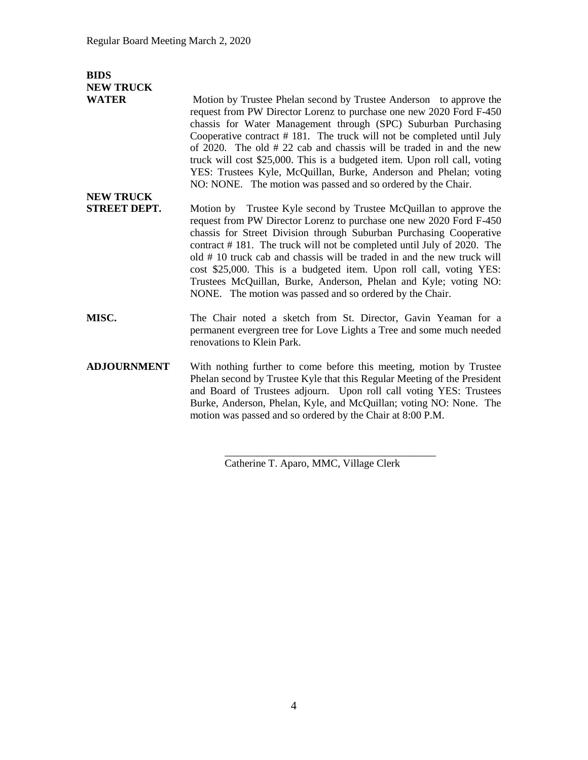**BIDS**
**NEW TRUCK**
**WATER**

Motion by Trustee Phelan second by Trustee Anderson to approve the request from PW Director Lorenz to purchase one new 2020 Ford F-450 chassis for Water Management through (SPC) Suburban Purchasing Cooperative contract # 181. The truck will not be completed until July of 2020. The old # 22 cab and chassis will be traded in and the new truck will cost $25,000. This is a budgeted item. Upon roll call, voting YES: Trustees Kyle, McQuillan, Burke, Anderson and Phelan; voting NO: NONE. The motion was passed and so ordered by the Chair.

**NEW TRUCK**
**STREET DEPT.**

Motion by Trustee Kyle second by Trustee McQuillan to approve the request from PW Director Lorenz to purchase one new 2020 Ford F-450 chassis for Street Division through Suburban Purchasing Cooperative contract # 181. The truck will not be completed until July of 2020. The old # 10 truck cab and chassis will be traded in and the new truck will cost $25,000. This is a budgeted item. Upon roll call, voting YES: Trustees McQuillan, Burke, Anderson, Phelan and Kyle; voting NO: NONE. The motion was passed and so ordered by the Chair.

**MISC.**

The Chair noted a sketch from St. Director, Gavin Yeaman for a permanent evergreen tree for Love Lights a Tree and some much needed renovations to Klein Park.

**ADJOURNMENT**

With nothing further to come before this meeting, motion by Trustee Phelan second by Trustee Kyle that this Regular Meeting of the President and Board of Trustees adjourn. Upon roll call voting YES: Trustees Burke, Anderson, Phelan, Kyle, and McQuillan; voting NO: None. The motion was passed and so ordered by the Chair at 8:00 P.M.

_________________________________________

Catherine T. Aparo, MMC, Village Clerk